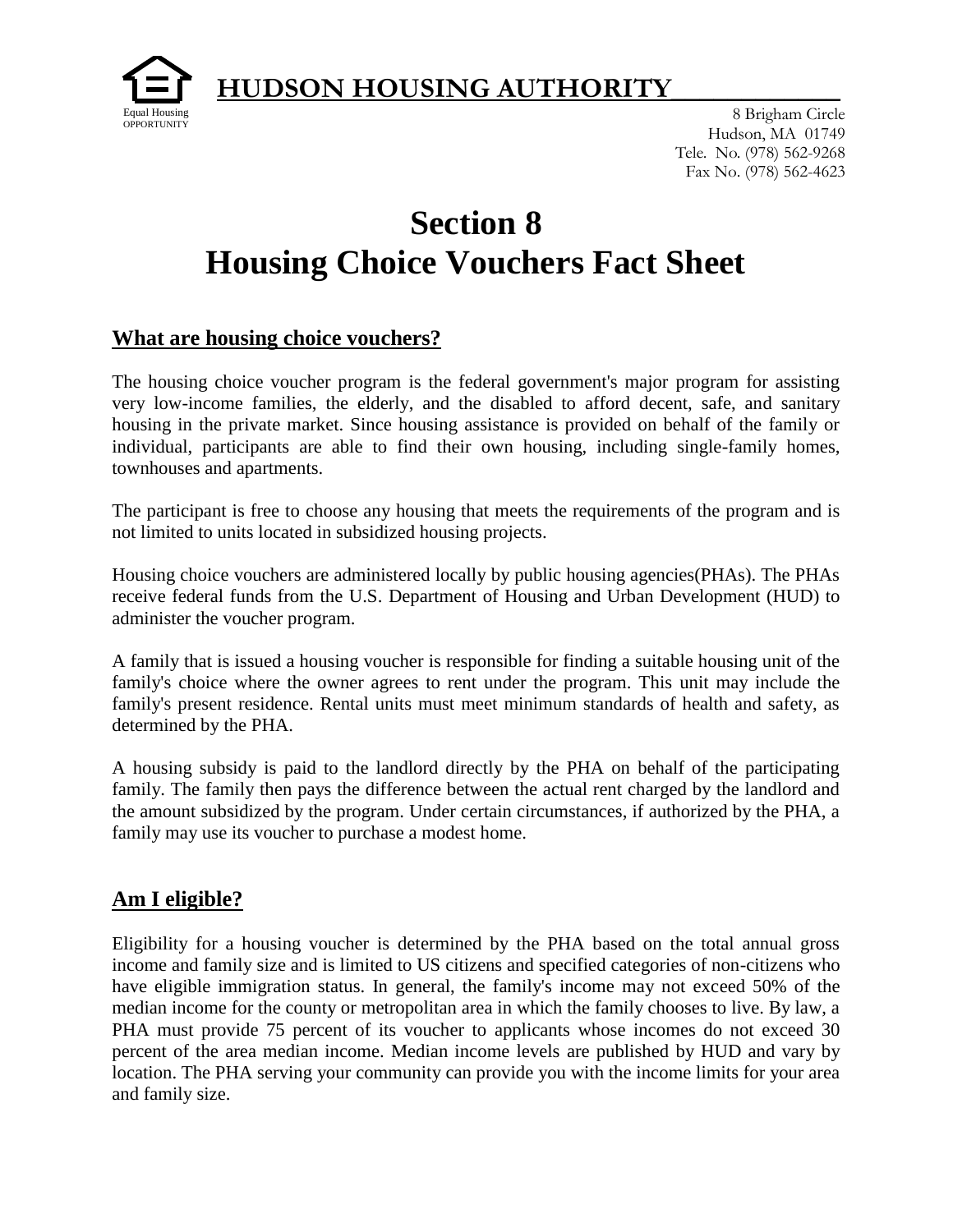**HUDSON HOUSING AUTHORITY**

Equal Housing OPPORTUNITY

8 Brigham Circle
Hudson, MA 01749
Tele. No. (978) 562-9268
Fax No. (978) 562-4623

# Section 8
# Housing Choice Vouchers Fact Sheet

## What are housing choice vouchers?

The housing choice voucher program is the federal government's major program for assisting very low-income families, the elderly, and the disabled to afford decent, safe, and sanitary housing in the private market. Since housing assistance is provided on behalf of the family or individual, participants are able to find their own housing, including single-family homes, townhouses and apartments.

The participant is free to choose any housing that meets the requirements of the program and is not limited to units located in subsidized housing projects.

Housing choice vouchers are administered locally by public housing agencies(PHAs). The PHAs receive federal funds from the U.S. Department of Housing and Urban Development (HUD) to administer the voucher program.

A family that is issued a housing voucher is responsible for finding a suitable housing unit of the family's choice where the owner agrees to rent under the program. This unit may include the family's present residence. Rental units must meet minimum standards of health and safety, as determined by the PHA.

A housing subsidy is paid to the landlord directly by the PHA on behalf of the participating family. The family then pays the difference between the actual rent charged by the landlord and the amount subsidized by the program. Under certain circumstances, if authorized by the PHA, a family may use its voucher to purchase a modest home.

## Am I eligible?

Eligibility for a housing voucher is determined by the PHA based on the total annual gross income and family size and is limited to US citizens and specified categories of non-citizens who have eligible immigration status. In general, the family's income may not exceed 50% of the median income for the county or metropolitan area in which the family chooses to live. By law, a PHA must provide 75 percent of its voucher to applicants whose incomes do not exceed 30 percent of the area median income. Median income levels are published by HUD and vary by location. The PHA serving your community can provide you with the income limits for your area and family size.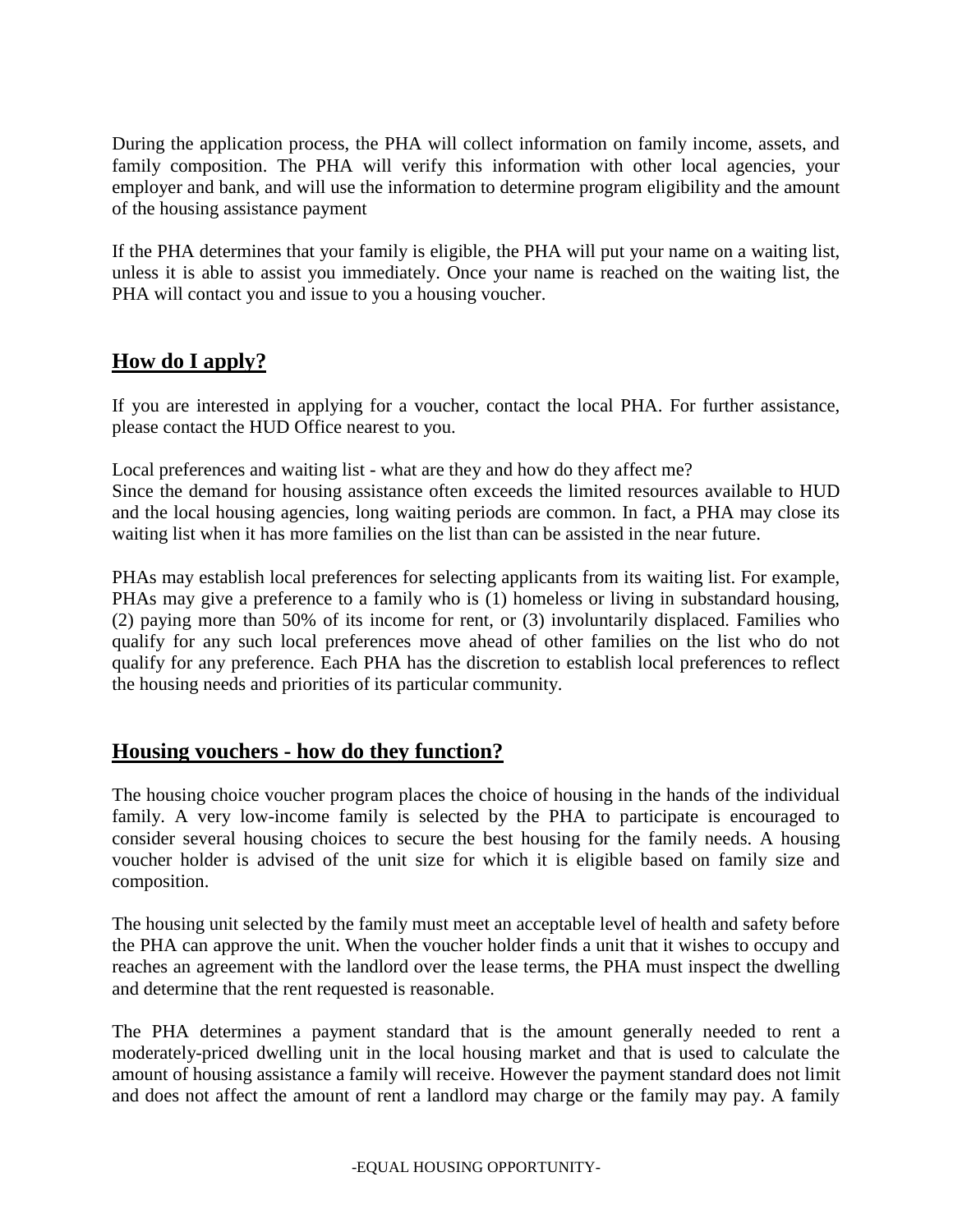During the application process, the PHA will collect information on family income, assets, and family composition. The PHA will verify this information with other local agencies, your employer and bank, and will use the information to determine program eligibility and the amount of the housing assistance payment

If the PHA determines that your family is eligible, the PHA will put your name on a waiting list, unless it is able to assist you immediately. Once your name is reached on the waiting list, the PHA will contact you and issue to you a housing voucher.

## How do I apply?

If you are interested in applying for a voucher, contact the local PHA. For further assistance, please contact the HUD Office nearest to you.

Local preferences and waiting list - what are they and how do they affect me?
Since the demand for housing assistance often exceeds the limited resources available to HUD and the local housing agencies, long waiting periods are common. In fact, a PHA may close its waiting list when it has more families on the list than can be assisted in the near future.

PHAs may establish local preferences for selecting applicants from its waiting list. For example, PHAs may give a preference to a family who is (1) homeless or living in substandard housing, (2) paying more than 50% of its income for rent, or (3) involuntarily displaced. Families who qualify for any such local preferences move ahead of other families on the list who do not qualify for any preference. Each PHA has the discretion to establish local preferences to reflect the housing needs and priorities of its particular community.

## Housing vouchers - how do they function?

The housing choice voucher program places the choice of housing in the hands of the individual family. A very low-income family is selected by the PHA to participate is encouraged to consider several housing choices to secure the best housing for the family needs. A housing voucher holder is advised of the unit size for which it is eligible based on family size and composition.

The housing unit selected by the family must meet an acceptable level of health and safety before the PHA can approve the unit. When the voucher holder finds a unit that it wishes to occupy and reaches an agreement with the landlord over the lease terms, the PHA must inspect the dwelling and determine that the rent requested is reasonable.

The PHA determines a payment standard that is the amount generally needed to rent a moderately-priced dwelling unit in the local housing market and that is used to calculate the amount of housing assistance a family will receive. However the payment standard does not limit and does not affect the amount of rent a landlord may charge or the family may pay. A family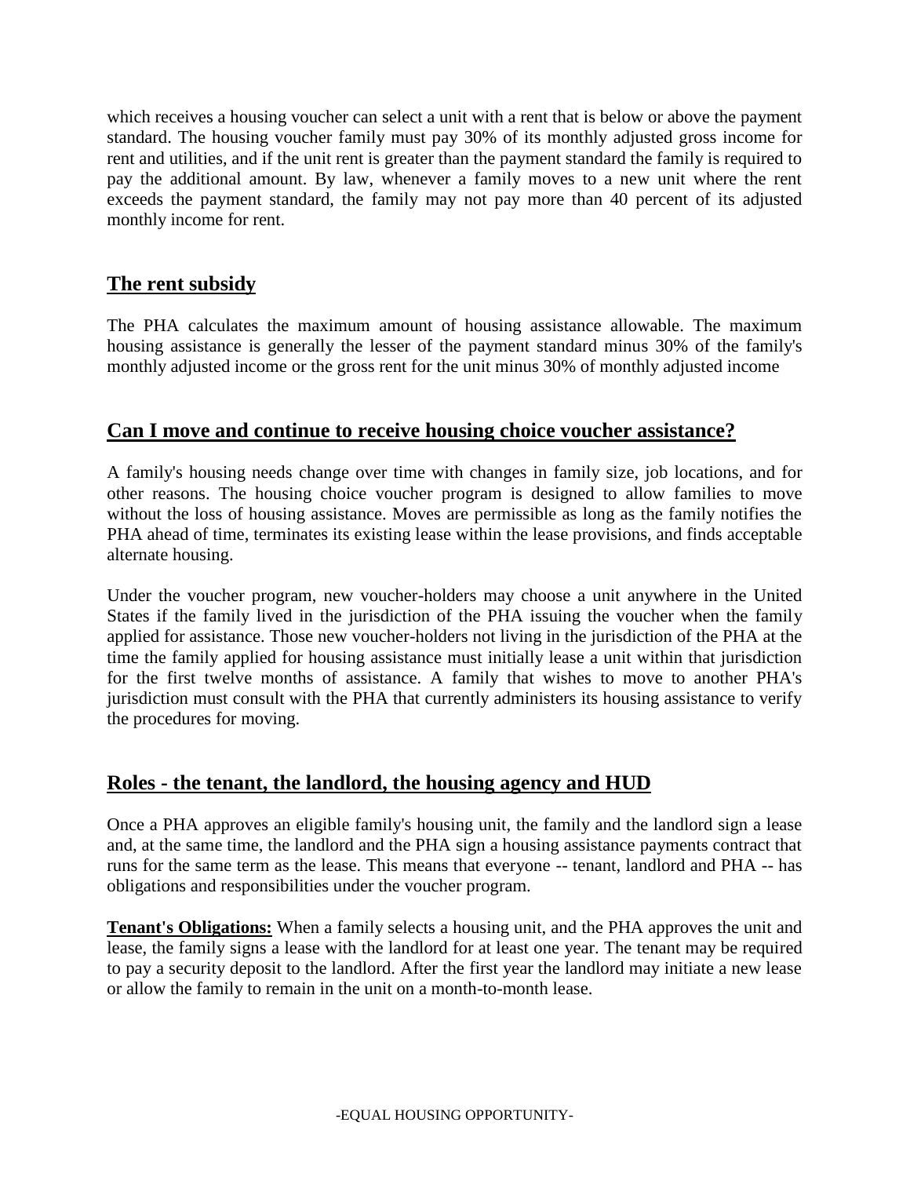which receives a housing voucher can select a unit with a rent that is below or above the payment standard. The housing voucher family must pay 30% of its monthly adjusted gross income for rent and utilities, and if the unit rent is greater than the payment standard the family is required to pay the additional amount. By law, whenever a family moves to a new unit where the rent exceeds the payment standard, the family may not pay more than 40 percent of its adjusted monthly income for rent.

## The rent subsidy

The PHA calculates the maximum amount of housing assistance allowable. The maximum housing assistance is generally the lesser of the payment standard minus 30% of the family's monthly adjusted income or the gross rent for the unit minus 30% of monthly adjusted income

## Can I move and continue to receive housing choice voucher assistance?

A family's housing needs change over time with changes in family size, job locations, and for other reasons. The housing choice voucher program is designed to allow families to move without the loss of housing assistance. Moves are permissible as long as the family notifies the PHA ahead of time, terminates its existing lease within the lease provisions, and finds acceptable alternate housing.

Under the voucher program, new voucher-holders may choose a unit anywhere in the United States if the family lived in the jurisdiction of the PHA issuing the voucher when the family applied for assistance. Those new voucher-holders not living in the jurisdiction of the PHA at the time the family applied for housing assistance must initially lease a unit within that jurisdiction for the first twelve months of assistance. A family that wishes to move to another PHA's jurisdiction must consult with the PHA that currently administers its housing assistance to verify the procedures for moving.

## Roles - the tenant, the landlord, the housing agency and HUD

Once a PHA approves an eligible family's housing unit, the family and the landlord sign a lease and, at the same time, the landlord and the PHA sign a housing assistance payments contract that runs for the same term as the lease. This means that everyone -- tenant, landlord and PHA -- has obligations and responsibilities under the voucher program.

**Tenant's Obligations:** When a family selects a housing unit, and the PHA approves the unit and lease, the family signs a lease with the landlord for at least one year. The tenant may be required to pay a security deposit to the landlord. After the first year the landlord may initiate a new lease or allow the family to remain in the unit on a month-to-month lease.

-EQUAL HOUSING OPPORTUNITY-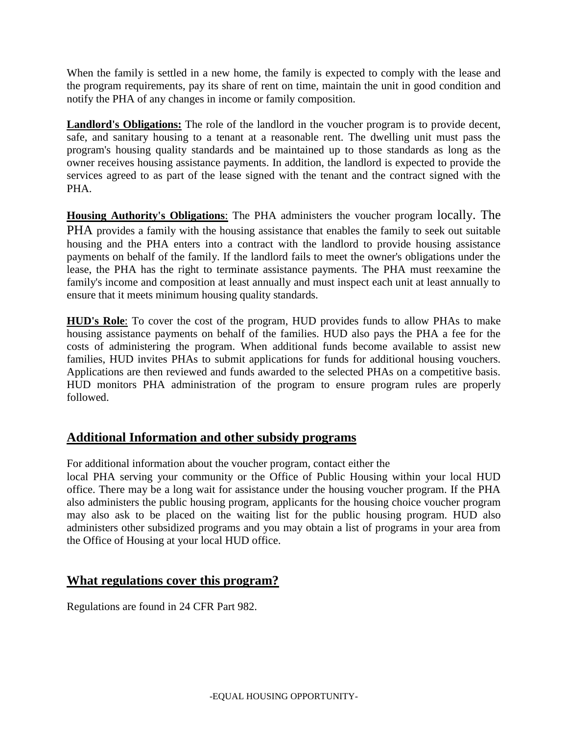When the family is settled in a new home, the family is expected to comply with the lease and the program requirements, pay its share of rent on time, maintain the unit in good condition and notify the PHA of any changes in income or family composition.

**Landlord's Obligations:** The role of the landlord in the voucher program is to provide decent, safe, and sanitary housing to a tenant at a reasonable rent. The dwelling unit must pass the program's housing quality standards and be maintained up to those standards as long as the owner receives housing assistance payments. In addition, the landlord is expected to provide the services agreed to as part of the lease signed with the tenant and the contract signed with the PHA.

**Housing Authority's Obligations**: The PHA administers the voucher program locally. The PHA provides a family with the housing assistance that enables the family to seek out suitable housing and the PHA enters into a contract with the landlord to provide housing assistance payments on behalf of the family. If the landlord fails to meet the owner's obligations under the lease, the PHA has the right to terminate assistance payments. The PHA must reexamine the family's income and composition at least annually and must inspect each unit at least annually to ensure that it meets minimum housing quality standards.

**HUD's Role**: To cover the cost of the program, HUD provides funds to allow PHAs to make housing assistance payments on behalf of the families. HUD also pays the PHA a fee for the costs of administering the program. When additional funds become available to assist new families, HUD invites PHAs to submit applications for funds for additional housing vouchers. Applications are then reviewed and funds awarded to the selected PHAs on a competitive basis. HUD monitors PHA administration of the program to ensure program rules are properly followed.

## Additional Information and other subsidy programs

For additional information about the voucher program, contact either the local PHA serving your community or the Office of Public Housing within your local HUD office. There may be a long wait for assistance under the housing voucher program. If the PHA also administers the public housing program, applicants for the housing choice voucher program may also ask to be placed on the waiting list for the public housing program. HUD also administers other subsidized programs and you may obtain a list of programs in your area from the Office of Housing at your local HUD office.

## What regulations cover this program?

Regulations are found in 24 CFR Part 982.

-EQUAL HOUSING OPPORTUNITY-